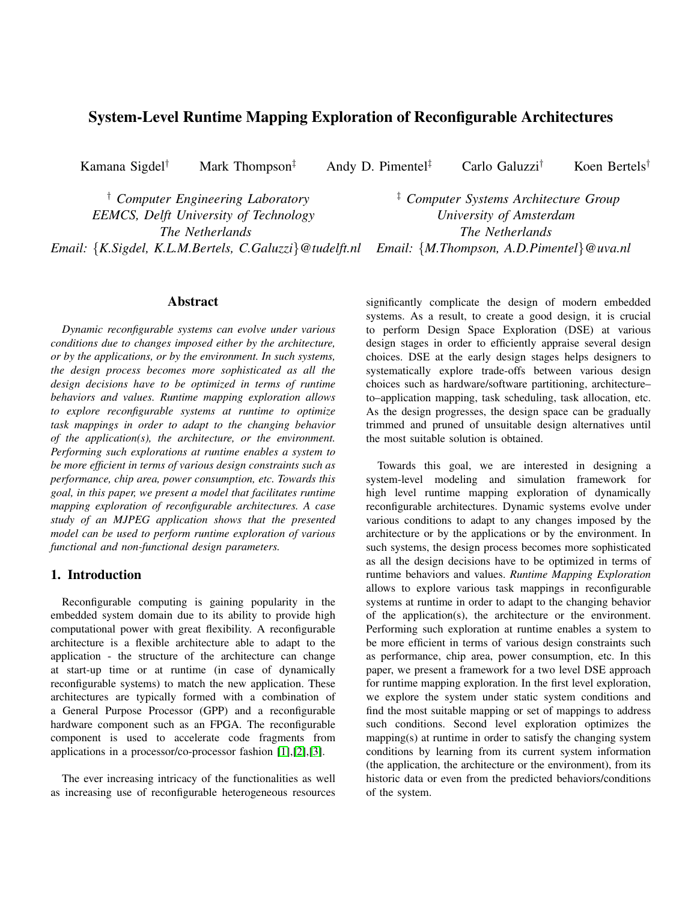# System-Level Runtime Mapping Exploration of Reconfigurable Architectures

Kamana Sigdel† Mark Thompson‡ Andy D. Pimentel‡ Carlo Galuzzi† Koen Bertels†

† *Computer Engineering Laboratory*
*EEMCS, Delft University of Technology*
*The Netherlands*
*Email: {K.Sigdel, K.L.M.Bertels, C.Galuzzi}@tudelft.nl*

‡ *Computer Systems Architecture Group*
*University of Amsterdam*
*The Netherlands*
*Email: {M.Thompson, A.D.Pimentel}@uva.nl*

## Abstract

*Dynamic reconfigurable systems can evolve under various conditions due to changes imposed either by the architecture, or by the applications, or by the environment. In such systems, the design process becomes more sophisticated as all the design decisions have to be optimized in terms of runtime behaviors and values. Runtime mapping exploration allows to explore reconfigurable systems at runtime to optimize task mappings in order to adapt to the changing behavior of the application(s), the architecture, or the environment. Performing such explorations at runtime enables a system to be more efficient in terms of various design constraints such as performance, chip area, power consumption, etc. Towards this goal, in this paper, we present a model that facilitates runtime mapping exploration of reconfigurable architectures. A case study of an MJPEG application shows that the presented model can be used to perform runtime exploration of various functional and non-functional design parameters.*

## 1. Introduction

Reconfigurable computing is gaining popularity in the embedded system domain due to its ability to provide high computational power with great flexibility. A reconfigurable architecture is a flexible architecture able to adapt to the application - the structure of the architecture can change at start-up time or at runtime (in case of dynamically reconfigurable systems) to match the new application. These architectures are typically formed with a combination of a General Purpose Processor (GPP) and a reconfigurable hardware component such as an FPGA. The reconfigurable component is used to accelerate code fragments from applications in a processor/co-processor fashion [1],[2],[3].

The ever increasing intricacy of the functionalities as well as increasing use of reconfigurable heterogeneous resources significantly complicate the design of modern embedded systems. As a result, to create a good design, it is crucial to perform Design Space Exploration (DSE) at various design stages in order to efficiently appraise several design choices. DSE at the early design stages helps designers to systematically explore trade-offs between various design choices such as hardware/software partitioning, architecture–to–application mapping, task scheduling, task allocation, etc. As the design progresses, the design space can be gradually trimmed and pruned of unsuitable design alternatives until the most suitable solution is obtained.

Towards this goal, we are interested in designing a system-level modeling and simulation framework for high level runtime mapping exploration of dynamically reconfigurable architectures. Dynamic systems evolve under various conditions to adapt to any changes imposed by the architecture or by the applications or by the environment. In such systems, the design process becomes more sophisticated as all the design decisions have to be optimized in terms of runtime behaviors and values. *Runtime Mapping Exploration* allows to explore various task mappings in reconfigurable systems at runtime in order to adapt to the changing behavior of the application(s), the architecture or the environment. Performing such exploration at runtime enables a system to be more efficient in terms of various design constraints such as performance, chip area, power consumption, etc. In this paper, we present a framework for a two level DSE approach for runtime mapping exploration. In the first level exploration, we explore the system under static system conditions and find the most suitable mapping or set of mappings to address such conditions. Second level exploration optimizes the mapping(s) at runtime in order to satisfy the changing system conditions by learning from its current system information (the application, the architecture or the environment), from its historic data or even from the predicted behaviors/conditions of the system.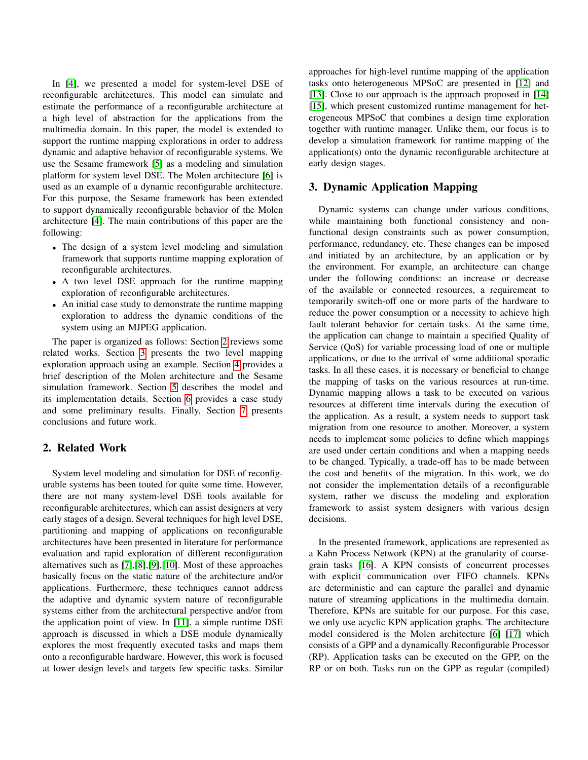In [4], we presented a model for system-level DSE of reconfigurable architectures. This model can simulate and estimate the performance of a reconfigurable architecture at a high level of abstraction for the applications from the multimedia domain. In this paper, the model is extended to support the runtime mapping explorations in order to address dynamic and adaptive behavior of reconfigurable systems. We use the Sesame framework [5] as a modeling and simulation platform for system level DSE. The Molen architecture [6] is used as an example of a dynamic reconfigurable architecture. For this purpose, the Sesame framework has been extended to support dynamically reconfigurable behavior of the Molen architecture [4]. The main contributions of this paper are the following:

- The design of a system level modeling and simulation framework that supports runtime mapping exploration of reconfigurable architectures.
- A two level DSE approach for the runtime mapping exploration of reconfigurable architectures.
- An initial case study to demonstrate the runtime mapping exploration to address the dynamic conditions of the system using an MJPEG application.

The paper is organized as follows: Section 2 reviews some related works. Section 3 presents the two level mapping exploration approach using an example. Section 4 provides a brief description of the Molen architecture and the Sesame simulation framework. Section 5 describes the model and its implementation details. Section 6 provides a case study and some preliminary results. Finally, Section 7 presents conclusions and future work.

## 2. Related Work

System level modeling and simulation for DSE of reconfigurable systems has been touted for quite some time. However, there are not many system-level DSE tools available for reconfigurable architectures, which can assist designers at very early stages of a design. Several techniques for high level DSE, partitioning and mapping of applications on reconfigurable architectures have been presented in literature for performance evaluation and rapid exploration of different reconfiguration alternatives such as [7],[8],[9],[10]. Most of these approaches basically focus on the static nature of the architecture and/or applications. Furthermore, these techniques cannot address the adaptive and dynamic system nature of reconfigurable systems either from the architectural perspective and/or from the application point of view. In [11], a simple runtime DSE approach is discussed in which a DSE module dynamically explores the most frequently executed tasks and maps them onto a reconfigurable hardware. However, this work is focused at lower design levels and targets few specific tasks. Similar approaches for high-level runtime mapping of the application tasks onto heterogeneous MPSoC are presented in [12] and [13]. Close to our approach is the approach proposed in [14] [15], which present customized runtime management for heterogeneous MPSoC that combines a design time exploration together with runtime manager. Unlike them, our focus is to develop a simulation framework for runtime mapping of the application(s) onto the dynamic reconfigurable architecture at early design stages.

## 3. Dynamic Application Mapping

Dynamic systems can change under various conditions, while maintaining both functional consistency and non-functional design constraints such as power consumption, performance, redundancy, etc. These changes can be imposed and initiated by an architecture, by an application or by the environment. For example, an architecture can change under the following conditions: an increase or decrease of the available or connected resources, a requirement to temporarily switch-off one or more parts of the hardware to reduce the power consumption or a necessity to achieve high fault tolerant behavior for certain tasks. At the same time, the application can change to maintain a specified Quality of Service (QoS) for variable processing load of one or multiple applications, or due to the arrival of some additional sporadic tasks. In all these cases, it is necessary or beneficial to change the mapping of tasks on the various resources at run-time. Dynamic mapping allows a task to be executed on various resources at different time intervals during the execution of the application. As a result, a system needs to support task migration from one resource to another. Moreover, a system needs to implement some policies to define which mappings are used under certain conditions and when a mapping needs to be changed. Typically, a trade-off has to be made between the cost and benefits of the migration. In this work, we do not consider the implementation details of a reconfigurable system, rather we discuss the modeling and exploration framework to assist system designers with various design decisions.

In the presented framework, applications are represented as a Kahn Process Network (KPN) at the granularity of coarse-grain tasks [16]. A KPN consists of concurrent processes with explicit communication over FIFO channels. KPNs are deterministic and can capture the parallel and dynamic nature of streaming applications in the multimedia domain. Therefore, KPNs are suitable for our purpose. For this case, we only use acyclic KPN application graphs. The architecture model considered is the Molen architecture [6] [17] which consists of a GPP and a dynamically Reconfigurable Processor (RP). Application tasks can be executed on the GPP, on the RP or on both. Tasks run on the GPP as regular (compiled)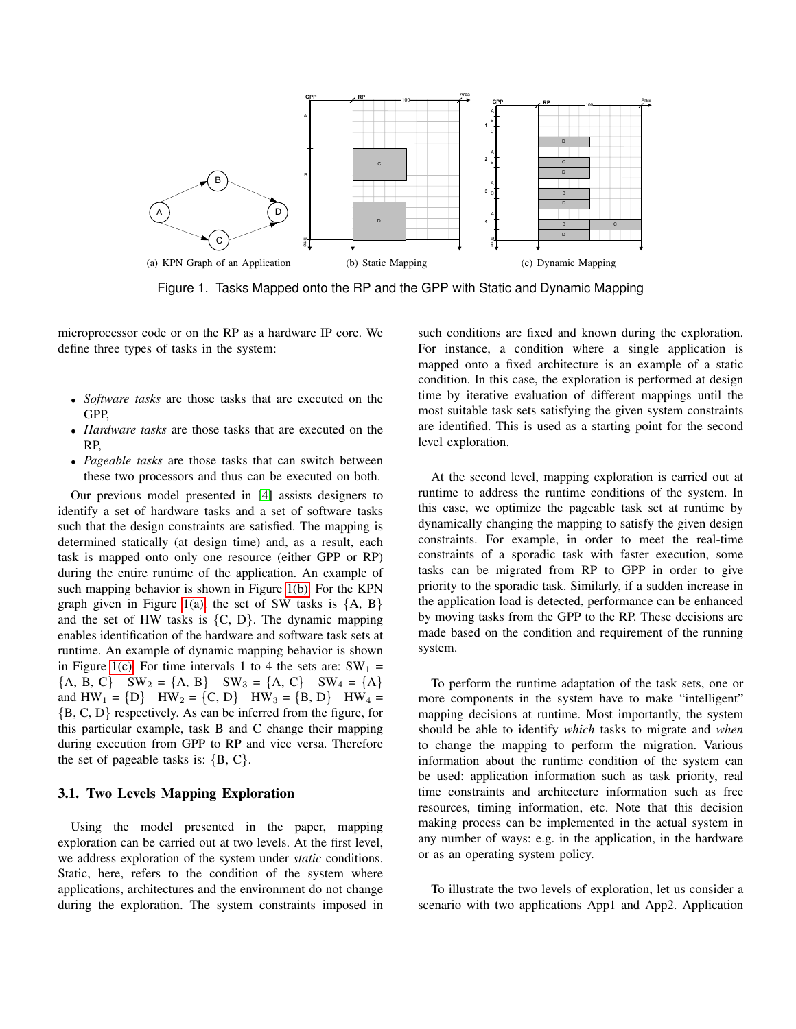(a) KPN Graph of an Application

(b) Static Mapping

(c) Dynamic Mapping

Figure 1. Tasks Mapped onto the RP and the GPP with Static and Dynamic Mapping

microprocessor code or on the RP as a hardware IP core. We define three types of tasks in the system:

- *Software tasks* are those tasks that are executed on the GPP,
- *Hardware tasks* are those tasks that are executed on the RP,
- *Pageable tasks* are those tasks that can switch between these two processors and thus can be executed on both.

Our previous model presented in [4] assists designers to identify a set of hardware tasks and a set of software tasks such that the design constraints are satisfied. The mapping is determined statically (at design time) and, as a result, each task is mapped onto only one resource (either GPP or RP) during the entire runtime of the application. An example of such mapping behavior is shown in Figure 1(b). For the KPN graph given in Figure 1(a), the set of SW tasks is {A, B} and the set of HW tasks is {C, D}. The dynamic mapping enables identification of the hardware and software task sets at runtime. An example of dynamic mapping behavior is shown in Figure 1(c). For time intervals 1 to 4 the sets are: $SW_1$ = {A, B, C} $SW_2$ = {A, B} $SW_3$ = {A, C} $SW_4$ = {A} and $HW_1$ = {D} $HW_2$ = {C, D} $HW_3$ = {B, D} $HW_4$ = {B, C, D} respectively. As can be inferred from the figure, for this particular example, task B and C change their mapping during execution from GPP to RP and vice versa. Therefore the set of pageable tasks is: {B, C}.

### 3.1. Two Levels Mapping Exploration

Using the model presented in the paper, mapping exploration can be carried out at two levels. At the first level, we address exploration of the system under *static* conditions. Static, here, refers to the condition of the system where applications, architectures and the environment do not change during the exploration. The system constraints imposed in such conditions are fixed and known during the exploration. For instance, a condition where a single application is mapped onto a fixed architecture is an example of a static condition. In this case, the exploration is performed at design time by iterative evaluation of different mappings until the most suitable task sets satisfying the given system constraints are identified. This is used as a starting point for the second level exploration.

At the second level, mapping exploration is carried out at runtime to address the runtime conditions of the system. In this case, we optimize the pageable task set at runtime by dynamically changing the mapping to satisfy the given design constraints. For example, in order to meet the real-time constraints of a sporadic task with faster execution, some tasks can be migrated from RP to GPP in order to give priority to the sporadic task. Similarly, if a sudden increase in the application load is detected, performance can be enhanced by moving tasks from the GPP to the RP. These decisions are made based on the condition and requirement of the running system.

To perform the runtime adaptation of the task sets, one or more components in the system have to make "intelligent" mapping decisions at runtime. Most importantly, the system should be able to identify *which* tasks to migrate and *when* to change the mapping to perform the migration. Various information about the runtime condition of the system can be used: application information such as task priority, real time constraints and architecture information such as free resources, timing information, etc. Note that this decision making process can be implemented in the actual system in any number of ways: e.g. in the application, in the hardware or as an operating system policy.

To illustrate the two levels of exploration, let us consider a scenario with two applications App1 and App2. Application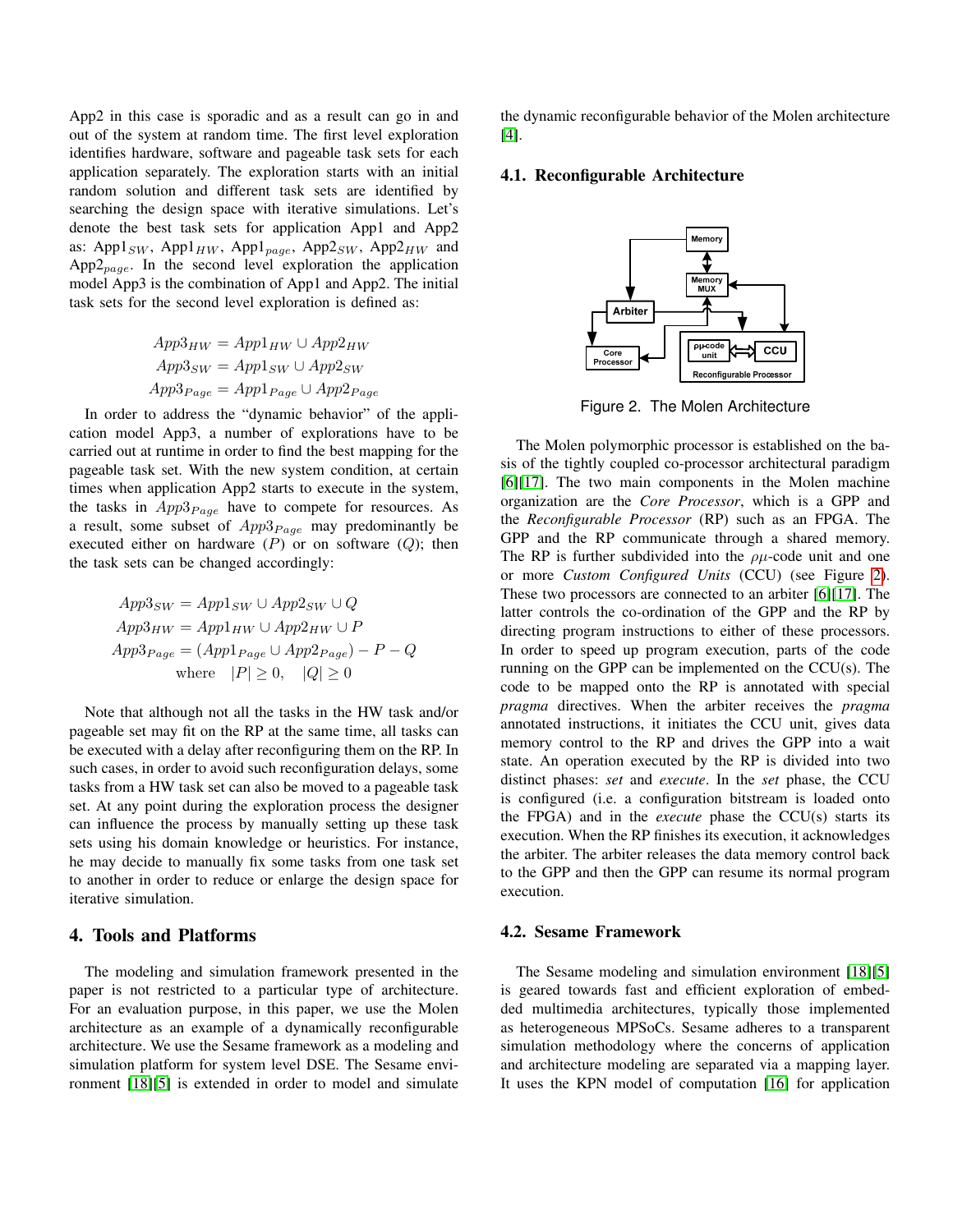App2 in this case is sporadic and as a result can go in and out of the system at random time. The first level exploration identifies hardware, software and pageable task sets for each application separately. The exploration starts with an initial random solution and different task sets are identified by searching the design space with iterative simulations. Let's denote the best task sets for application App1 and App2 as: $\text{App1}_{SW}$, $\text{App1}_{HW}$, $\text{App1}_{page}$, $\text{App2}_{SW}$, $\text{App2}_{HW}$ and $\text{App2}_{page}$. In the second level exploration the application model App3 is the combination of App1 and App2. The initial task sets for the second level exploration is defined as:

$$
\begin{aligned}
App3_{HW} &= App1_{HW} \cup App2_{HW} \\
App3_{SW} &= App1_{SW} \cup App2_{SW} \\
App3_{Page} &= App1_{Page} \cup App2_{Page}
\end{aligned}
$$

In order to address the "dynamic behavior" of the application model App3, a number of explorations have to be carried out at runtime in order to find the best mapping for the pageable task set. With the new system condition, at certain times when application App2 starts to execute in the system, the tasks in $App3_{Page}$ have to compete for resources. As a result, some subset of $App3_{Page}$ may predominantly be executed either on hardware ($P$) or on software ($Q$); then the task sets can be changed accordingly:

$$
\begin{aligned}
App3_{SW} &= App1_{SW} \cup App2_{SW} \cup Q \\
App3_{HW} &= App1_{HW} \cup App2_{HW} \cup P \\
App3_{Page} &= (App1_{Page} \cup App2_{Page}) - P - Q \\
&\text{where} \quad |P| \geq 0, \quad |Q| \geq 0
\end{aligned}
$$

Note that although not all the tasks in the HW task and/or pageable set may fit on the RP at the same time, all tasks can be executed with a delay after reconfiguring them on the RP. In such cases, in order to avoid such reconfiguration delays, some tasks from a HW task set can also be moved to a pageable task set. At any point during the exploration process the designer can influence the process by manually setting up these task sets using his domain knowledge or heuristics. For instance, he may decide to manually fix some tasks from one task set to another in order to reduce or enlarge the design space for iterative simulation.

## 4. Tools and Platforms

The modeling and simulation framework presented in the paper is not restricted to a particular type of architecture. For an evaluation purpose, in this paper, we use the Molen architecture as an example of a dynamically reconfigurable architecture. We use the Sesame framework as a modeling and simulation platform for system level DSE. The Sesame environment [18][5] is extended in order to model and simulate the dynamic reconfigurable behavior of the Molen architecture [4].

### 4.1. Reconfigurable Architecture

Figure 2. The Molen Architecture

The Molen polymorphic processor is established on the basis of the tightly coupled co-processor architectural paradigm [6][17]. The two main components in the Molen machine organization are the *Core Processor*, which is a GPP and the *Reconfigurable Processor* (RP) such as an FPGA. The GPP and the RP communicate through a shared memory. The RP is further subdivided into the $\rho\mu$-code unit and one or more *Custom Configured Units* (CCU) (see Figure 2). These two processors are connected to an arbiter [6][17]. The latter controls the co-ordination of the GPP and the RP by directing program instructions to either of these processors. In order to speed up program execution, parts of the code running on the GPP can be implemented on the CCU(s). The code to be mapped onto the RP is annotated with special *pragma* directives. When the arbiter receives the *pragma* annotated instructions, it initiates the CCU unit, gives data memory control to the RP and drives the GPP into a wait state. An operation executed by the RP is divided into two distinct phases: *set* and *execute*. In the *set* phase, the CCU is configured (i.e. a configuration bitstream is loaded onto the FPGA) and in the *execute* phase the CCU(s) starts its execution. When the RP finishes its execution, it acknowledges the arbiter. The arbiter releases the data memory control back to the GPP and then the GPP can resume its normal program execution.

### 4.2. Sesame Framework

The Sesame modeling and simulation environment [18][5] is geared towards fast and efficient exploration of embedded multimedia architectures, typically those implemented as heterogeneous MPSoCs. Sesame adheres to a transparent simulation methodology where the concerns of application and architecture modeling are separated via a mapping layer. It uses the KPN model of computation [16] for application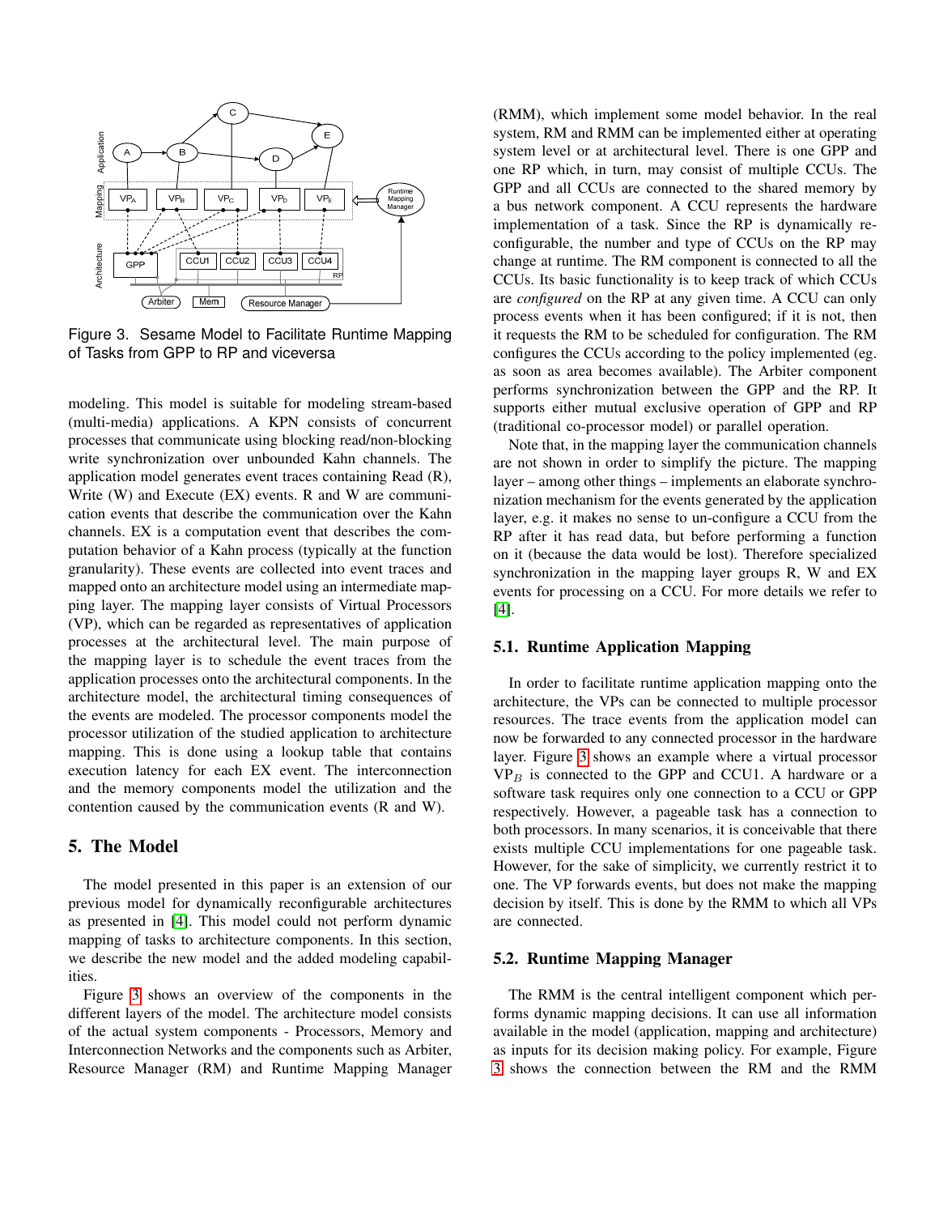Figure 3. Sesame Model to Facilitate Runtime Mapping of Tasks from GPP to RP and viceversa

modeling. This model is suitable for modeling stream-based (multi-media) applications. A KPN consists of concurrent processes that communicate using blocking read/non-blocking write synchronization over unbounded Kahn channels. The application model generates event traces containing Read (R), Write (W) and Execute (EX) events. R and W are communication events that describe the communication over the Kahn channels. EX is a computation event that describes the computation behavior of a Kahn process (typically at the function granularity). These events are collected into event traces and mapped onto an architecture model using an intermediate mapping layer. The mapping layer consists of Virtual Processors (VP), which can be regarded as representatives of application processes at the architectural level. The main purpose of the mapping layer is to schedule the event traces from the application processes onto the architectural components. In the architecture model, the architectural timing consequences of the events are modeled. The processor components model the processor utilization of the studied application to architecture mapping. This is done using a lookup table that contains execution latency for each EX event. The interconnection and the memory components model the utilization and the contention caused by the communication events (R and W).

## 5. The Model

The model presented in this paper is an extension of our previous model for dynamically reconfigurable architectures as presented in [4]. This model could not perform dynamic mapping of tasks to architecture components. In this section, we describe the new model and the added modeling capabilities.

Figure 3 shows an overview of the components in the different layers of the model. The architecture model consists of the actual system components - Processors, Memory and Interconnection Networks and the components such as Arbiter, Resource Manager (RM) and Runtime Mapping Manager (RMM), which implement some model behavior. In the real system, RM and RMM can be implemented either at operating system level or at architectural level. There is one GPP and one RP which, in turn, may consist of multiple CCUs. The GPP and all CCUs are connected to the shared memory by a bus network component. A CCU represents the hardware implementation of a task. Since the RP is dynamically reconfigurable, the number and type of CCUs on the RP may change at runtime. The RM component is connected to all the CCUs. Its basic functionality is to keep track of which CCUs are *configured* on the RP at any given time. A CCU can only process events when it has been configured; if it is not, then it requests the RM to be scheduled for configuration. The RM configures the CCUs according to the policy implemented (eg. as soon as area becomes available). The Arbiter component performs synchronization between the GPP and the RP. It supports either mutual exclusive operation of GPP and RP (traditional co-processor model) or parallel operation.

Note that, in the mapping layer the communication channels are not shown in order to simplify the picture. The mapping layer – among other things – implements an elaborate synchronization mechanism for the events generated by the application layer, e.g. it makes no sense to un-configure a CCU from the RP after it has read data, but before performing a function on it (because the data would be lost). Therefore specialized synchronization in the mapping layer groups R, W and EX events for processing on a CCU. For more details we refer to [4].

### 5.1. Runtime Application Mapping

In order to facilitate runtime application mapping onto the architecture, the VPs can be connected to multiple processor resources. The trace events from the application model can now be forwarded to any connected processor in the hardware layer. Figure 3 shows an example where a virtual processor $VP_B$ is connected to the GPP and CCU1. A hardware or a software task requires only one connection to a CCU or GPP respectively. However, a pageable task has a connection to both processors. In many scenarios, it is conceivable that there exists multiple CCU implementations for one pageable task. However, for the sake of simplicity, we currently restrict it to one. The VP forwards events, but does not make the mapping decision by itself. This is done by the RMM to which all VPs are connected.

### 5.2. Runtime Mapping Manager

The RMM is the central intelligent component which performs dynamic mapping decisions. It can use all information available in the model (application, mapping and architecture) as inputs for its decision making policy. For example, Figure 3 shows the connection between the RM and the RMM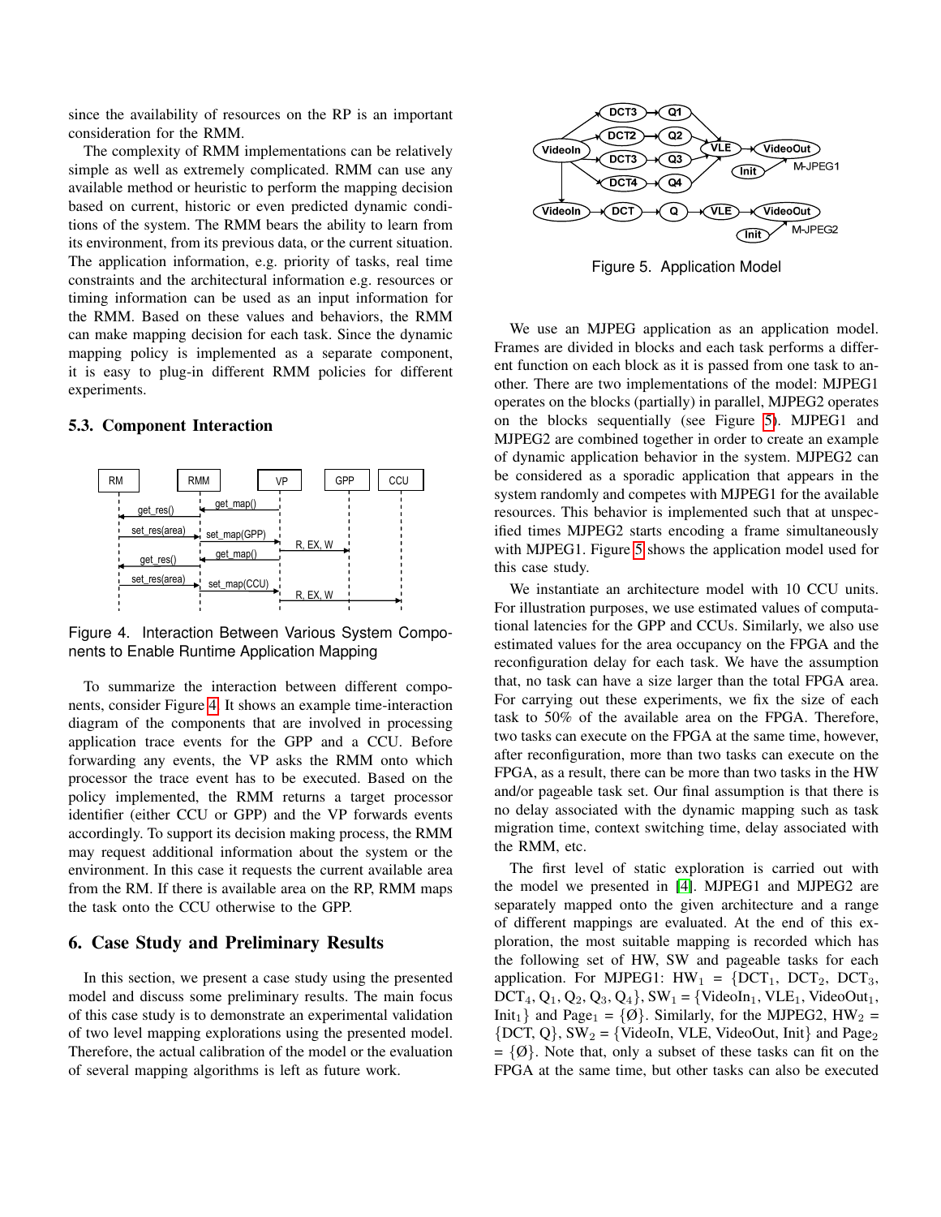since the availability of resources on the RP is an important consideration for the RMM.

The complexity of RMM implementations can be relatively simple as well as extremely complicated. RMM can use any available method or heuristic to perform the mapping decision based on current, historic or even predicted dynamic conditions of the system. The RMM bears the ability to learn from its environment, from its previous data, or the current situation. The application information, e.g. priority of tasks, real time constraints and the architectural information e.g. resources or timing information can be used as an input information for the RMM. Based on these values and behaviors, the RMM can make mapping decision for each task. Since the dynamic mapping policy is implemented as a separate component, it is easy to plug-in different RMM policies for different experiments.

### 5.3. Component Interaction

RM
RMM
VP
GPP
CCU
get_map()
get_res()
set_res(area)
set_map(GPP)
R, EX, W
get_map()
get_res()
set_res(area)
set_map(CCU)
R, EX, W

Figure 4. Interaction Between Various System Components to Enable Runtime Application Mapping

To summarize the interaction between different components, consider Figure 4. It shows an example time-interaction diagram of the components that are involved in processing application trace events for the GPP and a CCU. Before forwarding any events, the VP asks the RMM onto which processor the trace event has to be executed. Based on the policy implemented, the RMM returns a target processor identifier (either CCU or GPP) and the VP forwards events accordingly. To support its decision making process, the RMM may request additional information about the system or the environment. In this case it requests the current available area from the RM. If there is available area on the RP, RMM maps the task onto the CCU otherwise to the GPP.

## 6. Case Study and Preliminary Results

In this section, we present a case study using the presented model and discuss some preliminary results. The main focus of this case study is to demonstrate an experimental validation of two level mapping explorations using the presented model. Therefore, the actual calibration of the model or the evaluation of several mapping algorithms is left as future work.

DCT3
Q1
DCT2
Q2
VideoIn
VLE
VideoOut
DCT3
Q3
Init
M-JPEG1
DCT4
Q4
VideoIn
DCT
Q
VLE
VideoOut
Init
M-JPEG2

Figure 5. Application Model

We use an MJPEG application as an application model. Frames are divided in blocks and each task performs a different function on each block as it is passed from one task to another. There are two implementations of the model: MJPEG1 operates on the blocks (partially) in parallel, MJPEG2 operates on the blocks sequentially (see Figure 5). MJPEG1 and MJPEG2 are combined together in order to create an example of dynamic application behavior in the system. MJPEG2 can be considered as a sporadic application that appears in the system randomly and competes with MJPEG1 for the available resources. This behavior is implemented such that at unspecified times MJPEG2 starts encoding a frame simultaneously with MJPEG1. Figure 5 shows the application model used for this case study.

We instantiate an architecture model with 10 CCU units. For illustration purposes, we use estimated values of computational latencies for the GPP and CCUs. Similarly, we also use estimated values for the area occupancy on the FPGA and the reconfiguration delay for each task. We have the assumption that, no task can have a size larger than the total FPGA area. For carrying out these experiments, we fix the size of each task to 50% of the available area on the FPGA. Therefore, two tasks can execute on the FPGA at the same time, however, after reconfiguration, more than two tasks can execute on the FPGA, as a result, there can be more than two tasks in the HW and/or pageable task set. Our final assumption is that there is no delay associated with the dynamic mapping such as task migration time, context switching time, delay associated with the RMM, etc.

The first level of static exploration is carried out with the model we presented in [4]. MJPEG1 and MJPEG2 are separately mapped onto the given architecture and a range of different mappings are evaluated. At the end of this exploration, the most suitable mapping is recorded which has the following set of HW, SW and pageable tasks for each application. For MJPEG1: $HW_1$ = {$DCT_1$, $DCT_2$, $DCT_3$, $DCT_4$, $Q_1$, $Q_2$, $Q_3$, $Q_4$}, $SW_1$ = {$VideoIn_1$, $VLE_1$, $VideoOut_1$, $Init_1$} and $Page_1$ = {Ø}. Similarly, for the MJPEG2, $HW_2$ = {DCT, Q}, $SW_2$ = {VideoIn, VLE, VideoOut, Init} and $Page_2$ = {Ø}. Note that, only a subset of these tasks can fit on the FPGA at the same time, but other tasks can also be executed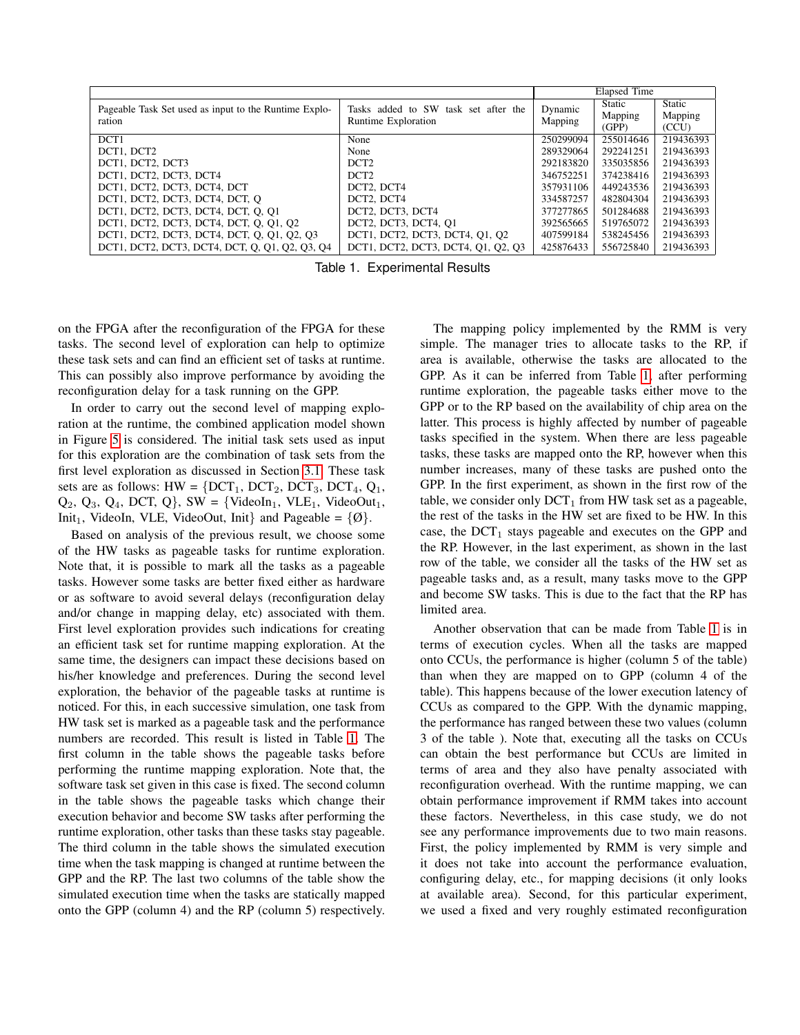| | | Elapsed Time | | |
|---|---|---|---|---|
| Pageable Task Set used as input to the Runtime Exploration | Tasks added to SW task set after the Runtime Exploration | Dynamic Mapping | Static Mapping (GPP) | Static Mapping (CCU) |
| DCT1 | None | 250299094 | 255014646 | 219436393 |
| DCT1, DCT2 | None | 289329064 | 292241251 | 219436393 |
| DCT1, DCT2, DCT3 | DCT2 | 292183820 | 335035856 | 219436393 |
| DCT1, DCT2, DCT3, DCT4 | DCT2 | 346752251 | 374238416 | 219436393 |
| DCT1, DCT2, DCT3, DCT4, DCT | DCT2, DCT4 | 357931106 | 449243536 | 219436393 |
| DCT1, DCT2, DCT3, DCT4, DCT, Q | DCT2, DCT4 | 334587257 | 482804304 | 219436393 |
| DCT1, DCT2, DCT3, DCT4, DCT, Q, Q1 | DCT2, DCT3, DCT4 | 377277865 | 501284688 | 219436393 |
| DCT1, DCT2, DCT3, DCT4, DCT, Q, Q1, Q2 | DCT2, DCT3, DCT4, Q1 | 392565665 | 519765072 | 219436393 |
| DCT1, DCT2, DCT3, DCT4, DCT, Q, Q1, Q2, Q3 | DCT1, DCT2, DCT3, DCT4, Q1, Q2 | 407599184 | 538245456 | 219436393 |
| DCT1, DCT2, DCT3, DCT4, DCT, Q, Q1, Q2, Q3, Q4 | DCT1, DCT2, DCT3, DCT4, Q1, Q2, Q3 | 425876433 | 556725840 | 219436393 |

Table 1. Experimental Results

on the FPGA after the reconfiguration of the FPGA for these tasks. The second level of exploration can help to optimize these task sets and can find an efficient set of tasks at runtime. This can possibly also improve performance by avoiding the reconfiguration delay for a task running on the GPP.

In order to carry out the second level of mapping exploration at the runtime, the combined application model shown in Figure 5 is considered. The initial task sets used as input for this exploration are the combination of task sets from the first level exploration as discussed in Section 3.1. These task sets are as follows: HW = {$DCT_1$, $DCT_2$, $DCT_3$, $DCT_4$, $Q_1$, $Q_2$, $Q_3$, $Q_4$, DCT, Q}, SW = {$VideoIn_1$, $VLE_1$, $VideoOut_1$, $Init_1$, VideoIn, VLE, VideoOut, Init} and Pageable = {Ø}.

Based on analysis of the previous result, we choose some of the HW tasks as pageable tasks for runtime exploration. Note that, it is possible to mark all the tasks as a pageable tasks. However some tasks are better fixed either as hardware or as software to avoid several delays (reconfiguration delay and/or change in mapping delay, etc) associated with them. First level exploration provides such indications for creating an efficient task set for runtime mapping exploration. At the same time, the designers can impact these decisions based on his/her knowledge and preferences. During the second level exploration, the behavior of the pageable tasks at runtime is noticed. For this, in each successive simulation, one task from HW task set is marked as a pageable task and the performance numbers are recorded. This result is listed in Table 1. The first column in the table shows the pageable tasks before performing the runtime mapping exploration. Note that, the software task set given in this case is fixed. The second column in the table shows the pageable tasks which change their execution behavior and become SW tasks after performing the runtime exploration, other tasks than these tasks stay pageable. The third column in the table shows the simulated execution time when the task mapping is changed at runtime between the GPP and the RP. The last two columns of the table show the simulated execution time when the tasks are statically mapped onto the GPP (column 4) and the RP (column 5) respectively.

The mapping policy implemented by the RMM is very simple. The manager tries to allocate tasks to the RP, if area is available, otherwise the tasks are allocated to the GPP. As it can be inferred from Table 1, after performing runtime exploration, the pageable tasks either move to the GPP or to the RP based on the availability of chip area on the latter. This process is highly affected by number of pageable tasks specified in the system. When there are less pageable tasks, these tasks are mapped onto the RP, however when this number increases, many of these tasks are pushed onto the GPP. In the first experiment, as shown in the first row of the table, we consider only $DCT_1$ from HW task set as a pageable, the rest of the tasks in the HW set are fixed to be HW. In this case, the $DCT_1$ stays pageable and executes on the GPP and the RP. However, in the last experiment, as shown in the last row of the table, we consider all the tasks of the HW set as pageable tasks and, as a result, many tasks move to the GPP and become SW tasks. This is due to the fact that the RP has limited area.

Another observation that can be made from Table 1 is in terms of execution cycles. When all the tasks are mapped onto CCUs, the performance is higher (column 5 of the table) than when they are mapped on to GPP (column 4 of the table). This happens because of the lower execution latency of CCUs as compared to the GPP. With the dynamic mapping, the performance has ranged between these two values (column 3 of the table ). Note that, executing all the tasks on CCUs can obtain the best performance but CCUs are limited in terms of area and they also have penalty associated with reconfiguration overhead. With the runtime mapping, we can obtain performance improvement if RMM takes into account these factors. Nevertheless, in this case study, we do not see any performance improvements due to two main reasons. First, the policy implemented by RMM is very simple and it does not take into account the performance evaluation, configuring delay, etc., for mapping decisions (it only looks at available area). Second, for this particular experiment, we used a fixed and very roughly estimated reconfiguration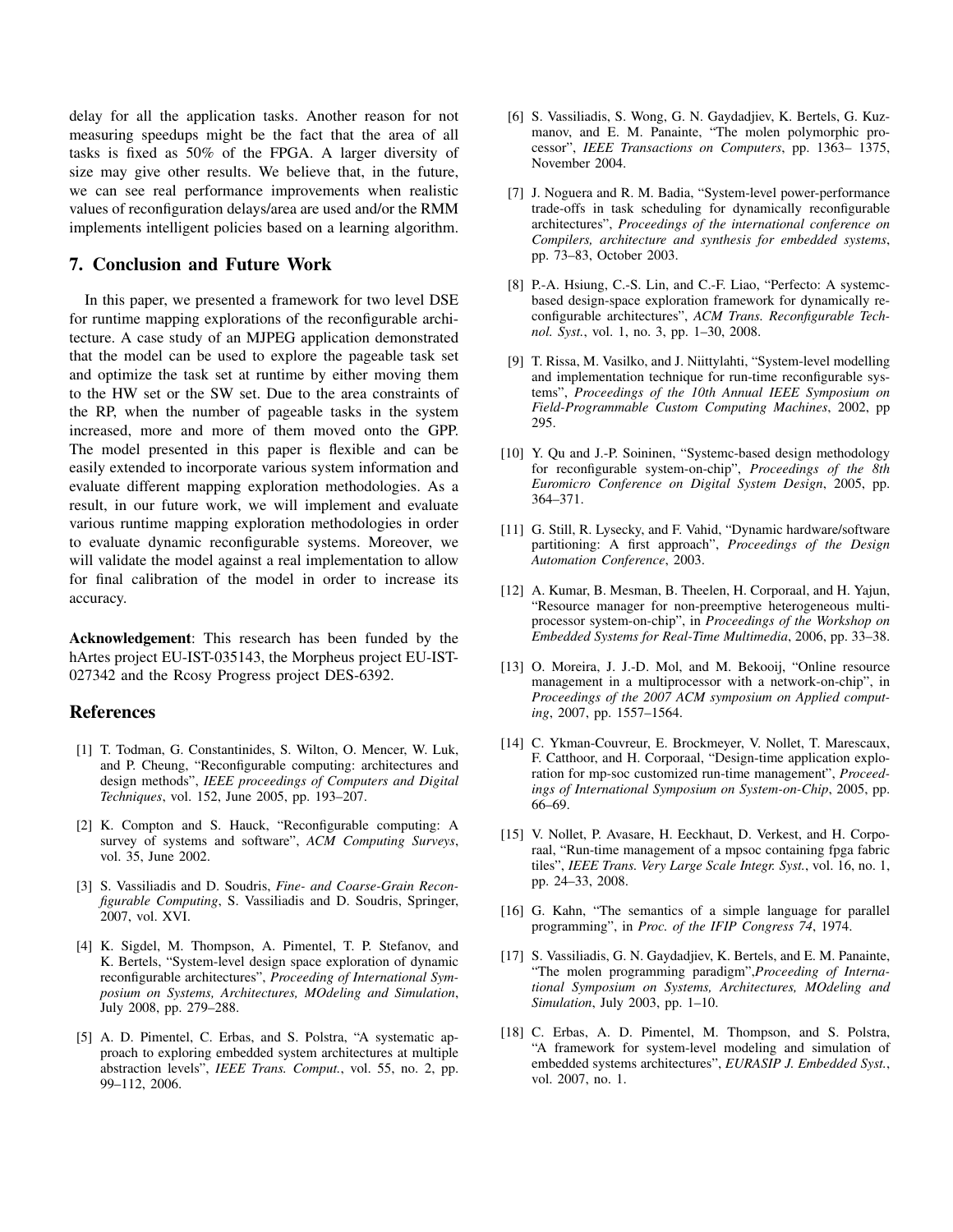delay for all the application tasks. Another reason for not measuring speedups might be the fact that the area of all tasks is fixed as 50% of the FPGA. A larger diversity of size may give other results. We believe that, in the future, we can see real performance improvements when realistic values of reconfiguration delays/area are used and/or the RMM implements intelligent policies based on a learning algorithm.

## 7. Conclusion and Future Work

In this paper, we presented a framework for two level DSE for runtime mapping explorations of the reconfigurable architecture. A case study of an MJPEG application demonstrated that the model can be used to explore the pageable task set and optimize the task set at runtime by either moving them to the HW set or the SW set. Due to the area constraints of the RP, when the number of pageable tasks in the system increased, more and more of them moved onto the GPP. The model presented in this paper is flexible and can be easily extended to incorporate various system information and evaluate different mapping exploration methodologies. As a result, in our future work, we will implement and evaluate various runtime mapping exploration methodologies in order to evaluate dynamic reconfigurable systems. Moreover, we will validate the model against a real implementation to allow for final calibration of the model in order to increase its accuracy.

**Acknowledgement**: This research has been funded by the hArtes project EU-IST-035143, the Morpheus project EU-IST-027342 and the Rcosy Progress project DES-6392.

## References

[1] T. Todman, G. Constantinides, S. Wilton, O. Mencer, W. Luk, and P. Cheung, "Reconfigurable computing: architectures and design methods", *IEEE proceedings of Computers and Digital Techniques*, vol. 152, June 2005, pp. 193–207.

[2] K. Compton and S. Hauck, "Reconfigurable computing: A survey of systems and software", *ACM Computing Surveys*, vol. 35, June 2002.

[3] S. Vassiliadis and D. Soudris, *Fine- and Coarse-Grain Reconfigurable Computing*, S. Vassiliadis and D. Soudris, Springer, 2007, vol. XVI.

[4] K. Sigdel, M. Thompson, A. Pimentel, T. P. Stefanov, and K. Bertels, "System-level design space exploration of dynamic reconfigurable architectures", *Proceeding of International Symposium on Systems, Architectures, MOdeling and Simulation*, July 2008, pp. 279–288.

[5] A. D. Pimentel, C. Erbas, and S. Polstra, "A systematic approach to exploring embedded system architectures at multiple abstraction levels", *IEEE Trans. Comput.*, vol. 55, no. 2, pp. 99–112, 2006.

[6] S. Vassiliadis, S. Wong, G. N. Gaydadjiev, K. Bertels, G. Kuzmanov, and E. M. Panainte, "The molen polymorphic processor", *IEEE Transactions on Computers*, pp. 1363– 1375, November 2004.

[7] J. Noguera and R. M. Badia, "System-level power-performance trade-offs in task scheduling for dynamically reconfigurable architectures", *Proceedings of the international conference on Compilers, architecture and synthesis for embedded systems*, pp. 73–83, October 2003.

[8] P.-A. Hsiung, C.-S. Lin, and C.-F. Liao, "Perfecto: A systemc-based design-space exploration framework for dynamically reconfigurable architectures", *ACM Trans. Reconfigurable Technol. Syst.*, vol. 1, no. 3, pp. 1–30, 2008.

[9] T. Rissa, M. Vasilko, and J. Niittylahti, "System-level modelling and implementation technique for run-time reconfigurable systems", *Proceedings of the 10th Annual IEEE Symposium on Field-Programmable Custom Computing Machines*, 2002, pp 295.

[10] Y. Qu and J.-P. Soininen, "Systemc-based design methodology for reconfigurable system-on-chip", *Proceedings of the 8th Euromicro Conference on Digital System Design*, 2005, pp. 364–371.

[11] G. Still, R. Lysecky, and F. Vahid, "Dynamic hardware/software partitioning: A first approach", *Proceedings of the Design Automation Conference*, 2003.

[12] A. Kumar, B. Mesman, B. Theelen, H. Corporaal, and H. Yajun, "Resource manager for non-preemptive heterogeneous multiprocessor system-on-chip", in *Proceedings of the Workshop on Embedded Systems for Real-Time Multimedia*, 2006, pp. 33–38.

[13] O. Moreira, J. J.-D. Mol, and M. Bekooij, "Online resource management in a multiprocessor with a network-on-chip", in *Proceedings of the 2007 ACM symposium on Applied computing*, 2007, pp. 1557–1564.

[14] C. Ykman-Couvreur, E. Brockmeyer, V. Nollet, T. Marescaux, F. Catthoor, and H. Corporaal, "Design-time application exploration for mp-soc customized run-time management", *Proceedings of International Symposium on System-on-Chip*, 2005, pp. 66–69.

[15] V. Nollet, P. Avasare, H. Eeckhaut, D. Verkest, and H. Corporaal, "Run-time management of a mpsoc containing fpga fabric tiles", *IEEE Trans. Very Large Scale Integr. Syst.*, vol. 16, no. 1, pp. 24–33, 2008.

[16] G. Kahn, "The semantics of a simple language for parallel programming", in *Proc. of the IFIP Congress 74*, 1974.

[17] S. Vassiliadis, G. N. Gaydadjiev, K. Bertels, and E. M. Panainte, "The molen programming paradigm",*Proceeding of International Symposium on Systems, Architectures, MOdeling and Simulation*, July 2003, pp. 1–10.

[18] C. Erbas, A. D. Pimentel, M. Thompson, and S. Polstra, "A framework for system-level modeling and simulation of embedded systems architectures", *EURASIP J. Embedded Syst.*, vol. 2007, no. 1.